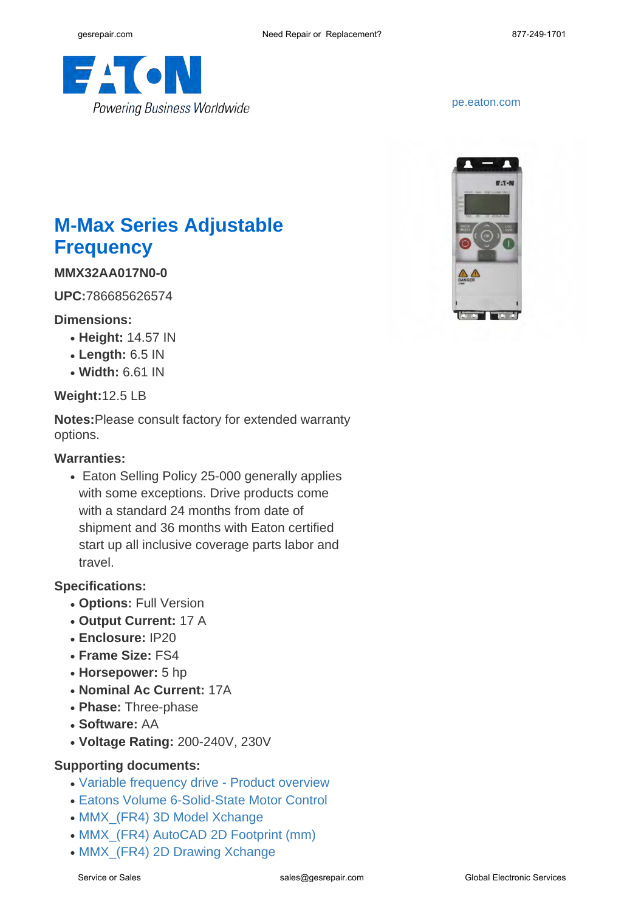pe.eaton.com

# M-Max Series Adjustable Frequency

**MMX32AA017N0-0**

**UPC:**786685626574

### Dimensions:

- **Height:** 14.57 IN
- **Length:** 6.5 IN
- **Width:** 6.61 IN

**Weight:**12.5 LB

**Notes:**Please consult factory for extended warranty options.

### Warranties:

- Eaton Selling Policy 25-000 generally applies with some exceptions. Drive products come with a standard 24 months from date of shipment and 36 months with Eaton certified start up all inclusive coverage parts labor and travel.

### Specifications:

- **Options:** Full Version
- **Output Current:** 17 A
- **Enclosure:** IP20
- **Frame Size:** FS4
- **Horsepower:** 5 hp
- **Nominal Ac Current:** 17A
- **Phase:** Three-phase
- **Software:** AA
- **Voltage Rating:** 200-240V, 230V

### Supporting documents:

- Variable frequency drive - Product overview
- Eatons Volume 6-Solid-State Motor Control
- MMX_(FR4) 3D Model Xchange
- MMX_(FR4) AutoCAD 2D Footprint (mm)
- MMX_(FR4) 2D Drawing Xchange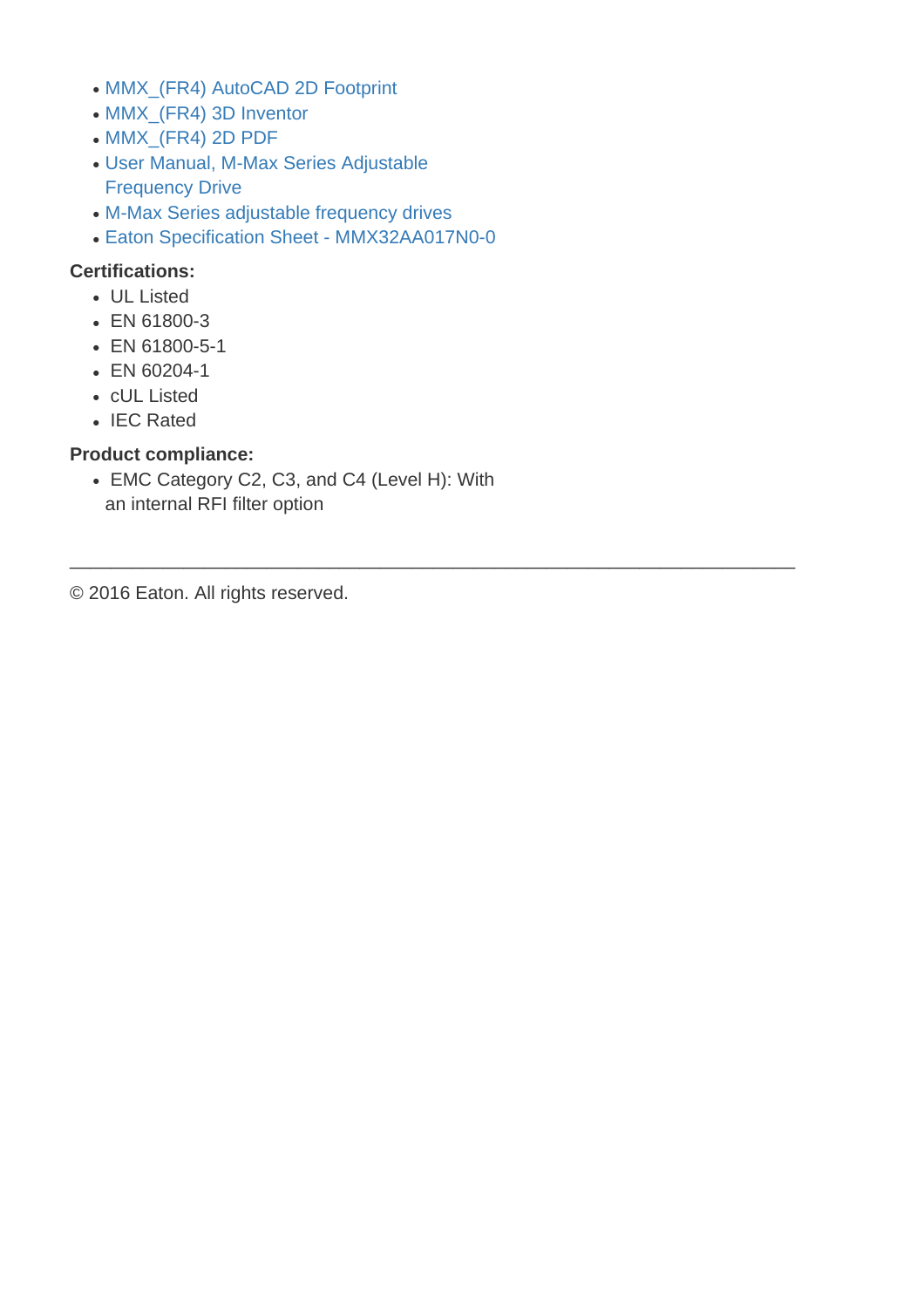- MMX_(FR4) AutoCAD 2D Footprint
- MMX_(FR4) 3D Inventor
- MMX_(FR4) 2D PDF
- User Manual, M-Max Series Adjustable Frequency Drive
- M-Max Series adjustable frequency drives
- Eaton Specification Sheet - MMX32AA017N0-0

**Certifications:**

- UL Listed
- EN 61800-3
- EN 61800-5-1
- EN 60204-1
- cUL Listed
- IEC Rated

**Product compliance:**

- EMC Category C2, C3, and C4 (Level H): With an internal RFI filter option

---

© 2016 Eaton. All rights reserved.